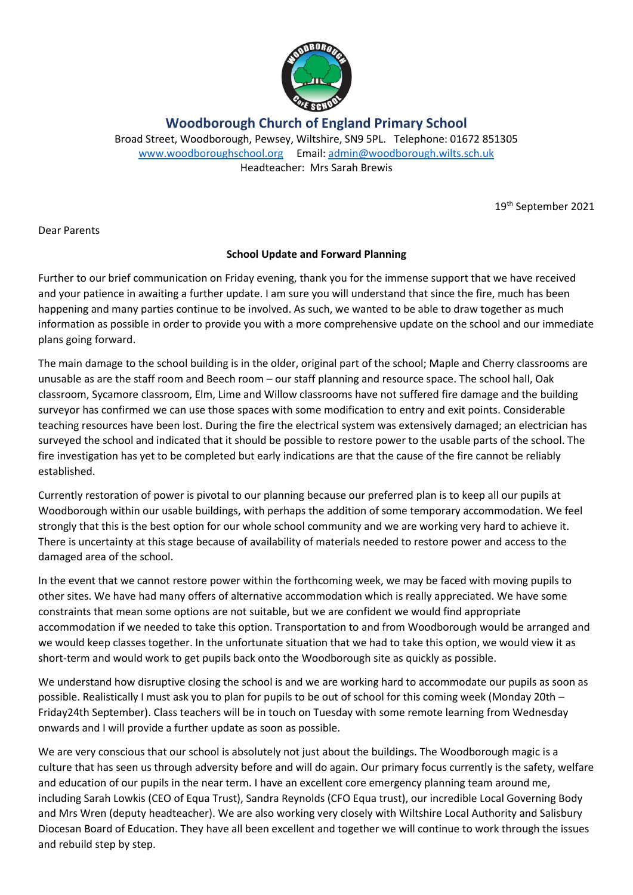# Woodborough Church of England Primary School

Broad Street, Woodborough, Pewsey, Wiltshire, SN9 5PL. Telephone: 01672 851305
www.woodboroughschool.org Email: admin@woodborough.wilts.sch.uk
Headteacher: Mrs Sarah Brewis

19th September 2021

Dear Parents

**School Update and Forward Planning**

Further to our brief communication on Friday evening, thank you for the immense support that we have received and your patience in awaiting a further update. I am sure you will understand that since the fire, much has been happening and many parties continue to be involved. As such, we wanted to be able to draw together as much information as possible in order to provide you with a more comprehensive update on the school and our immediate plans going forward.

The main damage to the school building is in the older, original part of the school; Maple and Cherry classrooms are unusable as are the staff room and Beech room – our staff planning and resource space. The school hall, Oak classroom, Sycamore classroom, Elm, Lime and Willow classrooms have not suffered fire damage and the building surveyor has confirmed we can use those spaces with some modification to entry and exit points. Considerable teaching resources have been lost. During the fire the electrical system was extensively damaged; an electrician has surveyed the school and indicated that it should be possible to restore power to the usable parts of the school. The fire investigation has yet to be completed but early indications are that the cause of the fire cannot be reliably established.

Currently restoration of power is pivotal to our planning because our preferred plan is to keep all our pupils at Woodborough within our usable buildings, with perhaps the addition of some temporary accommodation. We feel strongly that this is the best option for our whole school community and we are working very hard to achieve it. There is uncertainty at this stage because of availability of materials needed to restore power and access to the damaged area of the school.

In the event that we cannot restore power within the forthcoming week, we may be faced with moving pupils to other sites. We have had many offers of alternative accommodation which is really appreciated. We have some constraints that mean some options are not suitable, but we are confident we would find appropriate accommodation if we needed to take this option. Transportation to and from Woodborough would be arranged and we would keep classes together. In the unfortunate situation that we had to take this option, we would view it as short-term and would work to get pupils back onto the Woodborough site as quickly as possible.

We understand how disruptive closing the school is and we are working hard to accommodate our pupils as soon as possible. Realistically I must ask you to plan for pupils to be out of school for this coming week (Monday 20th – Friday24th September). Class teachers will be in touch on Tuesday with some remote learning from Wednesday onwards and I will provide a further update as soon as possible.

We are very conscious that our school is absolutely not just about the buildings. The Woodborough magic is a culture that has seen us through adversity before and will do again. Our primary focus currently is the safety, welfare and education of our pupils in the near term. I have an excellent core emergency planning team around me, including Sarah Lowkis (CEO of Equa Trust), Sandra Reynolds (CFO Equa trust), our incredible Local Governing Body and Mrs Wren (deputy headteacher). We are also working very closely with Wiltshire Local Authority and Salisbury Diocesan Board of Education. They have all been excellent and together we will continue to work through the issues and rebuild step by step.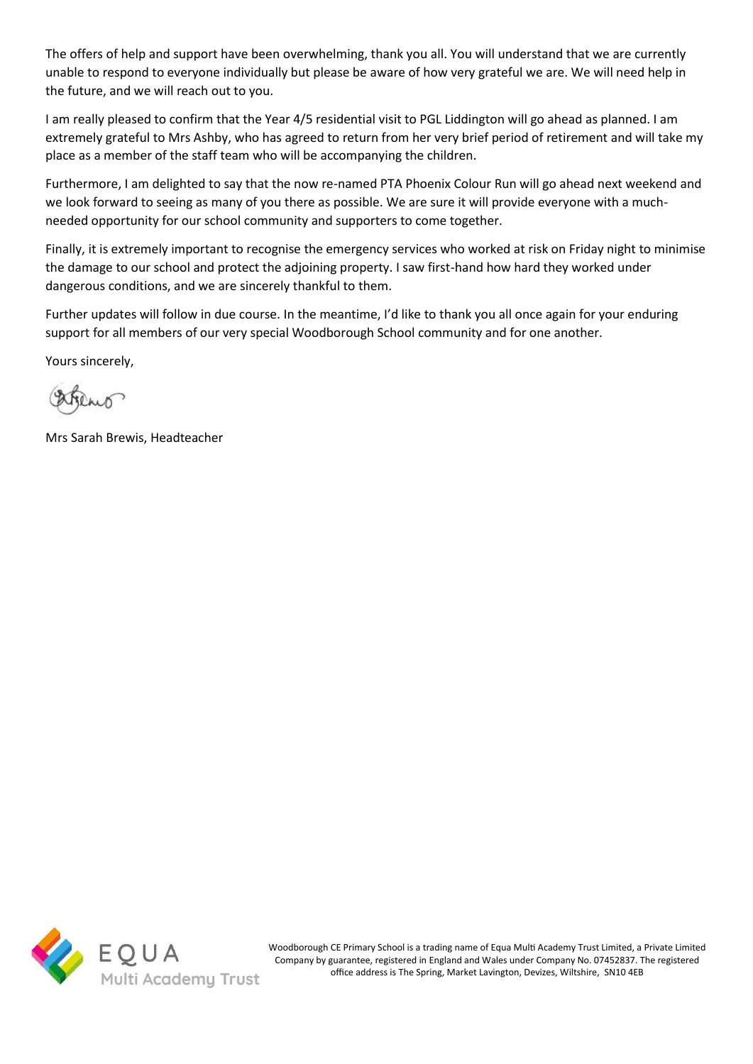The offers of help and support have been overwhelming, thank you all. You will understand that we are currently unable to respond to everyone individually but please be aware of how very grateful we are. We will need help in the future, and we will reach out to you.

I am really pleased to confirm that the Year 4/5 residential visit to PGL Liddington will go ahead as planned. I am extremely grateful to Mrs Ashby, who has agreed to return from her very brief period of retirement and will take my place as a member of the staff team who will be accompanying the children.

Furthermore, I am delighted to say that the now re-named PTA Phoenix Colour Run will go ahead next weekend and we look forward to seeing as many of you there as possible. We are sure it will provide everyone with a much-needed opportunity for our school community and supporters to come together.

Finally, it is extremely important to recognise the emergency services who worked at risk on Friday night to minimise the damage to our school and protect the adjoining property. I saw first-hand how hard they worked under dangerous conditions, and we are sincerely thankful to them.

Further updates will follow in due course. In the meantime, I'd like to thank you all once again for your enduring support for all members of our very special Woodborough School community and for one another.

Yours sincerely,

Mrs Sarah Brewis, Headteacher

EQUA Multi Academy Trust

Woodborough CE Primary School is a trading name of Equa Multi Academy Trust Limited, a Private Limited Company by guarantee, registered in England and Wales under Company No. 07452837. The registered office address is The Spring, Market Lavington, Devizes, Wiltshire, SN10 4EB